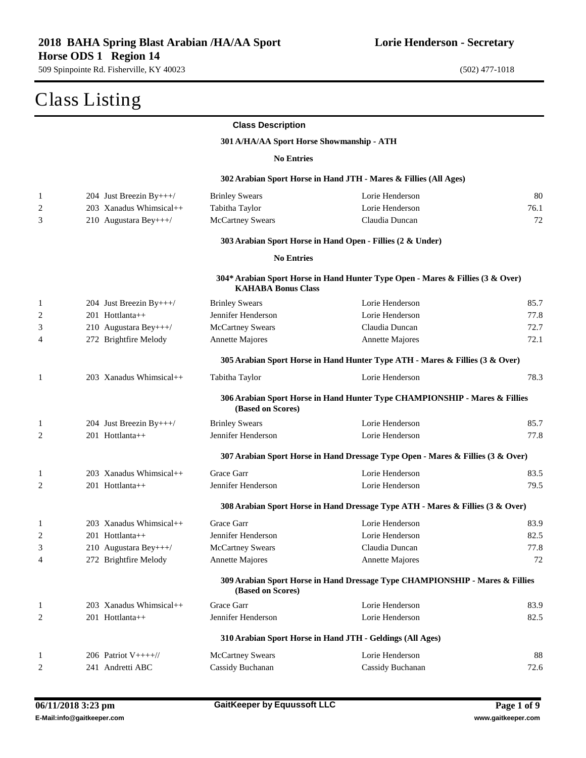**2018 BAHA Spring Blast Arabian /HA/AA Sport Horse ODS 1 Region 14**

509 Spinpointe Rd. Fisherville, KY 40023

**Lorie Henderson - Secretary**

(502) 477-1018

# Class Listing

**Class Description**

### 301 A/HA/AA Sport Horse Showmanship - ATH

**No Entries**

### 302 Arabian Sport Horse in Hand JTH - Mares & Fillies (All Ages)

| Place | Horse | Rider | Owner | Score |
|---|---|---|---|---|
| 1 | 204 Just Breezin By+++/ | Brinley Swears | Lorie Henderson | 80 |
| 2 | 203 Xanadus Whimsical++ | Tabitha Taylor | Lorie Henderson | 76.1 |
| 3 | 210 Augustara Bey+++/ | McCartney Swears | Claudia Duncan | 72 |

### 303 Arabian Sport Horse in Hand Open - Fillies (2 & Under)

**No Entries**

### 304* Arabian Sport Horse in Hand Hunter Type Open - Mares & Fillies (3 & Over) KAHABA Bonus Class

| Place | Horse | Rider | Owner | Score |
|---|---|---|---|---|
| 1 | 204 Just Breezin By+++/ | Brinley Swears | Lorie Henderson | 85.7 |
| 2 | 201 Hottlanta++ | Jennifer Henderson | Lorie Henderson | 77.8 |
| 3 | 210 Augustara Bey+++/ | McCartney Swears | Claudia Duncan | 72.7 |
| 4 | 272 Brightfire Melody | Annette Majores | Annette Majores | 72.1 |

### 305 Arabian Sport Horse in Hand Hunter Type ATH - Mares & Fillies (3 & Over)

| Place | Horse | Rider | Owner | Score |
|---|---|---|---|---|
| 1 | 203 Xanadus Whimsical++ | Tabitha Taylor | Lorie Henderson | 78.3 |

### 306 Arabian Sport Horse in Hand Hunter Type CHAMPIONSHIP - Mares & Fillies (Based on Scores)

| Place | Horse | Rider | Owner | Score |
|---|---|---|---|---|
| 1 | 204 Just Breezin By+++/ | Brinley Swears | Lorie Henderson | 85.7 |
| 2 | 201 Hottlanta++ | Jennifer Henderson | Lorie Henderson | 77.8 |

### 307 Arabian Sport Horse in Hand Dressage Type Open - Mares & Fillies (3 & Over)

| Place | Horse | Rider | Owner | Score |
|---|---|---|---|---|
| 1 | 203 Xanadus Whimsical++ | Grace Garr | Lorie Henderson | 83.5 |
| 2 | 201 Hottlanta++ | Jennifer Henderson | Lorie Henderson | 79.5 |

### 308 Arabian Sport Horse in Hand Dressage Type ATH - Mares & Fillies (3 & Over)

| Place | Horse | Rider | Owner | Score |
|---|---|---|---|---|
| 1 | 203 Xanadus Whimsical++ | Grace Garr | Lorie Henderson | 83.9 |
| 2 | 201 Hottlanta++ | Jennifer Henderson | Lorie Henderson | 82.5 |
| 3 | 210 Augustara Bey+++/ | McCartney Swears | Claudia Duncan | 77.8 |
| 4 | 272 Brightfire Melody | Annette Majores | Annette Majores | 72 |

### 309 Arabian Sport Horse in Hand Dressage Type CHAMPIONSHIP - Mares & Fillies (Based on Scores)

| Place | Horse | Rider | Owner | Score |
|---|---|---|---|---|
| 1 | 203 Xanadus Whimsical++ | Grace Garr | Lorie Henderson | 83.9 |
| 2 | 201 Hottlanta++ | Jennifer Henderson | Lorie Henderson | 82.5 |

### 310 Arabian Sport Horse in Hand JTH - Geldings (All Ages)

| Place | Horse | Rider | Owner | Score |
|---|---|---|---|---|
| 1 | 206 Patriot V++++// | McCartney Swears | Lorie Henderson | 88 |
| 2 | 241 Andretti ABC | Cassidy Buchanan | Cassidy Buchanan | 72.6 |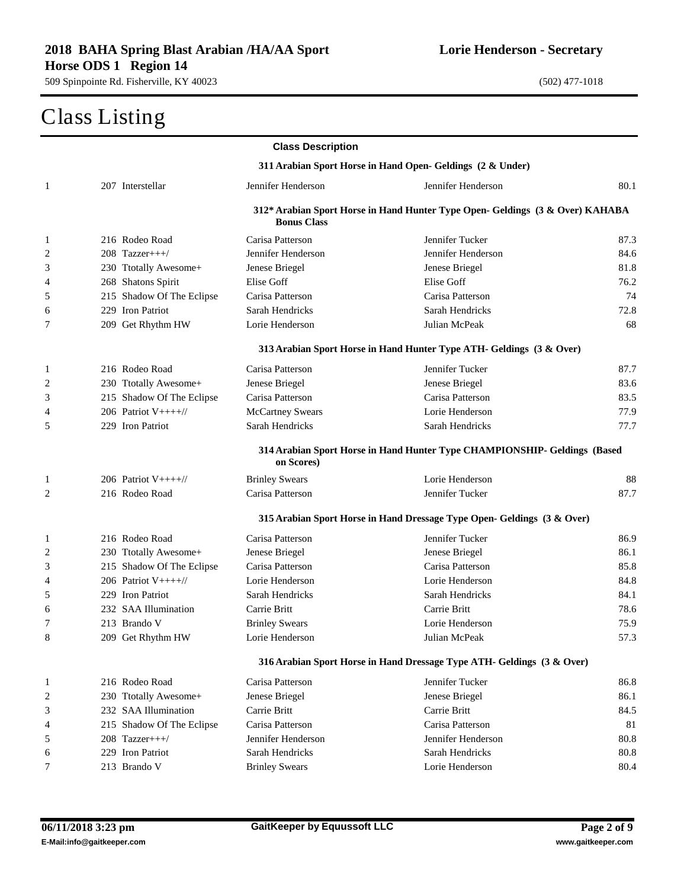**2018 BAHA Spring Blast Arabian /HA/AA Sport Horse ODS 1 Region 14**

509 Spinpointe Rd. Fisherville, KY 40023

**Lorie Henderson - Secretary**

(502) 477-1018

# Class Listing

**Class Description**

**311 Arabian Sport Horse in Hand Open- Geldings (2 & Under)**

| | | | | |
|---|---|---|---|---|
| 1 | 207 Interstellar | Jennifer Henderson | Jennifer Henderson | 80.1 |

**312* Arabian Sport Horse in Hand Hunter Type Open- Geldings (3 & Over) KAHABA Bonus Class**

| | | | | |
|---|---|---|---|---|
| 1 | 216 Rodeo Road | Carisa Patterson | Jennifer Tucker | 87.3 |
| 2 | 208 Tazzer+++/ | Jennifer Henderson | Jennifer Henderson | 84.6 |
| 3 | 230 Ttotally Awesome+ | Jenese Briegel | Jenese Briegel | 81.8 |
| 4 | 268 Shatons Spirit | Elise Goff | Elise Goff | 76.2 |
| 5 | 215 Shadow Of The Eclipse | Carisa Patterson | Carisa Patterson | 74 |
| 6 | 229 Iron Patriot | Sarah Hendricks | Sarah Hendricks | 72.8 |
| 7 | 209 Get Rhythm HW | Lorie Henderson | Julian McPeak | 68 |

**313 Arabian Sport Horse in Hand Hunter Type ATH- Geldings (3 & Over)**

| | | | | |
|---|---|---|---|---|
| 1 | 216 Rodeo Road | Carisa Patterson | Jennifer Tucker | 87.7 |
| 2 | 230 Ttotally Awesome+ | Jenese Briegel | Jenese Briegel | 83.6 |
| 3 | 215 Shadow Of The Eclipse | Carisa Patterson | Carisa Patterson | 83.5 |
| 4 | 206 Patriot V++++// | McCartney Swears | Lorie Henderson | 77.9 |
| 5 | 229 Iron Patriot | Sarah Hendricks | Sarah Hendricks | 77.7 |

**314 Arabian Sport Horse in Hand Hunter Type CHAMPIONSHIP- Geldings (Based on Scores)**

| | | | | |
|---|---|---|---|---|
| 1 | 206 Patriot V++++// | Brinley Swears | Lorie Henderson | 88 |
| 2 | 216 Rodeo Road | Carisa Patterson | Jennifer Tucker | 87.7 |

**315 Arabian Sport Horse in Hand Dressage Type Open- Geldings (3 & Over)**

| | | | | |
|---|---|---|---|---|
| 1 | 216 Rodeo Road | Carisa Patterson | Jennifer Tucker | 86.9 |
| 2 | 230 Ttotally Awesome+ | Jenese Briegel | Jenese Briegel | 86.1 |
| 3 | 215 Shadow Of The Eclipse | Carisa Patterson | Carisa Patterson | 85.8 |
| 4 | 206 Patriot V++++// | Lorie Henderson | Lorie Henderson | 84.8 |
| 5 | 229 Iron Patriot | Sarah Hendricks | Sarah Hendricks | 84.1 |
| 6 | 232 SAA Illumination | Carrie Britt | Carrie Britt | 78.6 |
| 7 | 213 Brando V | Brinley Swears | Lorie Henderson | 75.9 |
| 8 | 209 Get Rhythm HW | Lorie Henderson | Julian McPeak | 57.3 |

**316 Arabian Sport Horse in Hand Dressage Type ATH- Geldings (3 & Over)**

| | | | | |
|---|---|---|---|---|
| 1 | 216 Rodeo Road | Carisa Patterson | Jennifer Tucker | 86.8 |
| 2 | 230 Ttotally Awesome+ | Jenese Briegel | Jenese Briegel | 86.1 |
| 3 | 232 SAA Illumination | Carrie Britt | Carrie Britt | 84.5 |
| 4 | 215 Shadow Of The Eclipse | Carisa Patterson | Carisa Patterson | 81 |
| 5 | 208 Tazzer+++/ | Jennifer Henderson | Jennifer Henderson | 80.8 |
| 6 | 229 Iron Patriot | Sarah Hendricks | Sarah Hendricks | 80.8 |
| 7 | 213 Brando V | Brinley Swears | Lorie Henderson | 80.4 |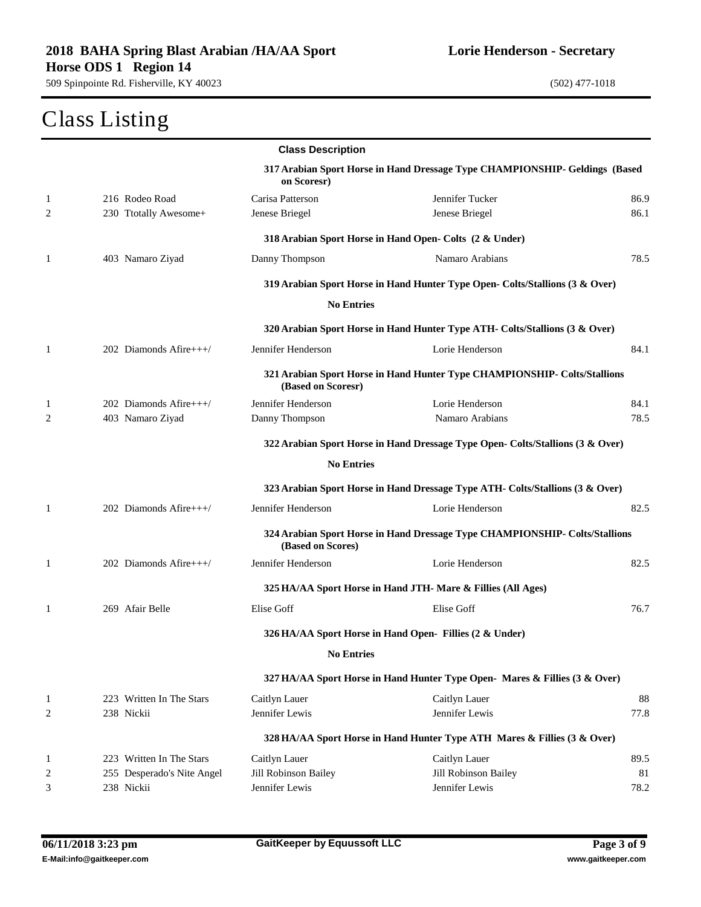**2018 BAHA Spring Blast Arabian /HA/AA Sport Horse ODS 1 Region 14**
509 Spinpointe Rd. Fisherville, KY 40023

**Lorie Henderson - Secretary**
(502) 477-1018

# Class Listing

**Class Description**

**317 Arabian Sport Horse in Hand Dressage Type CHAMPIONSHIP- Geldings (Based on Scoresr)**

| | | | | |
|---|---|---|---|---|
| 1 | 216 Rodeo Road | Carisa Patterson | Jennifer Tucker | 86.9 |
| 2 | 230 Ttotally Awesome+ | Jenese Briegel | Jenese Briegel | 86.1 |

**318 Arabian Sport Horse in Hand Open- Colts (2 & Under)**

| | | | | |
|---|---|---|---|---|
| 1 | 403 Namaro Ziyad | Danny Thompson | Namaro Arabians | 78.5 |

**319 Arabian Sport Horse in Hand Hunter Type Open- Colts/Stallions (3 & Over)**

**No Entries**

**320 Arabian Sport Horse in Hand Hunter Type ATH- Colts/Stallions (3 & Over)**

| | | | | |
|---|---|---|---|---|
| 1 | 202 Diamonds Afire+++/ | Jennifer Henderson | Lorie Henderson | 84.1 |

**321 Arabian Sport Horse in Hand Hunter Type CHAMPIONSHIP- Colts/Stallions (Based on Scoresr)**

| | | | | |
|---|---|---|---|---|
| 1 | 202 Diamonds Afire+++/ | Jennifer Henderson | Lorie Henderson | 84.1 |
| 2 | 403 Namaro Ziyad | Danny Thompson | Namaro Arabians | 78.5 |

**322 Arabian Sport Horse in Hand Dressage Type Open- Colts/Stallions (3 & Over)**

**No Entries**

**323 Arabian Sport Horse in Hand Dressage Type ATH- Colts/Stallions (3 & Over)**

| | | | | |
|---|---|---|---|---|
| 1 | 202 Diamonds Afire+++/ | Jennifer Henderson | Lorie Henderson | 82.5 |

**324 Arabian Sport Horse in Hand Dressage Type CHAMPIONSHIP- Colts/Stallions (Based on Scores)**

| | | | | |
|---|---|---|---|---|
| 1 | 202 Diamonds Afire+++/ | Jennifer Henderson | Lorie Henderson | 82.5 |

**325 HA/AA Sport Horse in Hand JTH- Mare & Fillies (All Ages)**

| | | | | |
|---|---|---|---|---|
| 1 | 269 Afair Belle | Elise Goff | Elise Goff | 76.7 |

**326 HA/AA Sport Horse in Hand Open- Fillies (2 & Under)**

**No Entries**

**327 HA/AA Sport Horse in Hand Hunter Type Open- Mares & Fillies (3 & Over)**

| | | | | |
|---|---|---|---|---|
| 1 | 223 Written In The Stars | Caitlyn Lauer | Caitlyn Lauer | 88 |
| 2 | 238 Nickii | Jennifer Lewis | Jennifer Lewis | 77.8 |

**328 HA/AA Sport Horse in Hand Hunter Type ATH Mares & Fillies (3 & Over)**

| | | | | |
|---|---|---|---|---|
| 1 | 223 Written In The Stars | Caitlyn Lauer | Caitlyn Lauer | 89.5 |
| 2 | 255 Desperado's Nite Angel | Jill Robinson Bailey | Jill Robinson Bailey | 81 |
| 3 | 238 Nickii | Jennifer Lewis | Jennifer Lewis | 78.2 |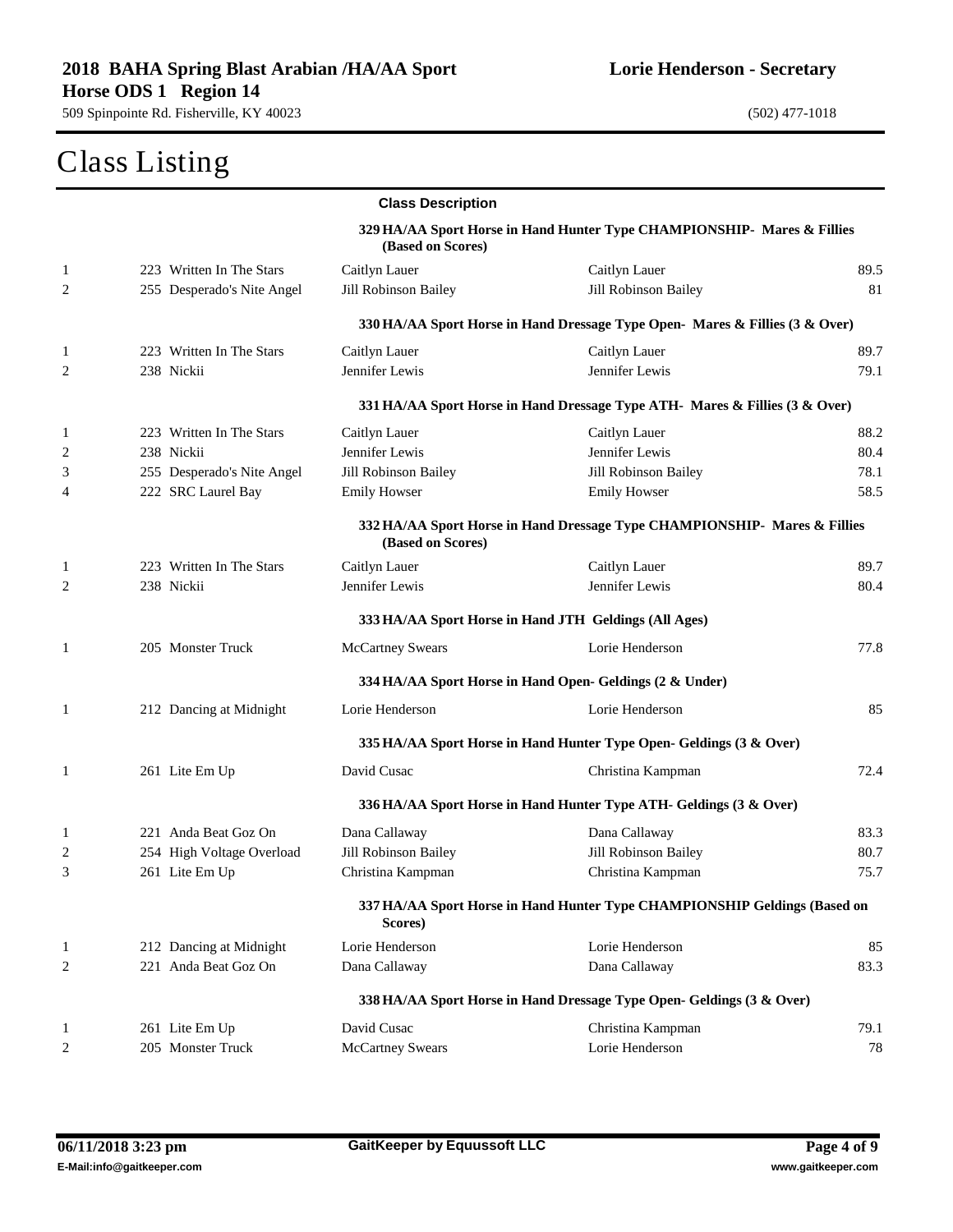**2018 BAHA Spring Blast Arabian /HA/AA Sport Horse ODS 1 Region 14**

509 Spinpointe Rd. Fisherville, KY 40023

**Lorie Henderson - Secretary**

(502) 477-1018

# Class Listing

**Class Description**

**329 HA/AA Sport Horse in Hand Hunter Type CHAMPIONSHIP- Mares & Fillies (Based on Scores)**

| | | | | |
|---|---|---|---|---|
| 1 | 223 Written In The Stars | Caitlyn Lauer | Caitlyn Lauer | 89.5 |
| 2 | 255 Desperado's Nite Angel | Jill Robinson Bailey | Jill Robinson Bailey | 81 |

**330 HA/AA Sport Horse in Hand Dressage Type Open- Mares & Fillies (3 & Over)**

| | | | | |
|---|---|---|---|---|
| 1 | 223 Written In The Stars | Caitlyn Lauer | Caitlyn Lauer | 89.7 |
| 2 | 238 Nickii | Jennifer Lewis | Jennifer Lewis | 79.1 |

**331 HA/AA Sport Horse in Hand Dressage Type ATH- Mares & Fillies (3 & Over)**

| | | | | |
|---|---|---|---|---|
| 1 | 223 Written In The Stars | Caitlyn Lauer | Caitlyn Lauer | 88.2 |
| 2 | 238 Nickii | Jennifer Lewis | Jennifer Lewis | 80.4 |
| 3 | 255 Desperado's Nite Angel | Jill Robinson Bailey | Jill Robinson Bailey | 78.1 |
| 4 | 222 SRC Laurel Bay | Emily Howser | Emily Howser | 58.5 |

**332 HA/AA Sport Horse in Hand Dressage Type CHAMPIONSHIP- Mares & Fillies (Based on Scores)**

| | | | | |
|---|---|---|---|---|
| 1 | 223 Written In The Stars | Caitlyn Lauer | Caitlyn Lauer | 89.7 |
| 2 | 238 Nickii | Jennifer Lewis | Jennifer Lewis | 80.4 |

**333 HA/AA Sport Horse in Hand JTH Geldings (All Ages)**

| | | | | |
|---|---|---|---|---|
| 1 | 205 Monster Truck | McCartney Swears | Lorie Henderson | 77.8 |

**334 HA/AA Sport Horse in Hand Open- Geldings (2 & Under)**

| | | | | |
|---|---|---|---|---|
| 1 | 212 Dancing at Midnight | Lorie Henderson | Lorie Henderson | 85 |

**335 HA/AA Sport Horse in Hand Hunter Type Open- Geldings (3 & Over)**

| | | | | |
|---|---|---|---|---|
| 1 | 261 Lite Em Up | David Cusac | Christina Kampman | 72.4 |

**336 HA/AA Sport Horse in Hand Hunter Type ATH- Geldings (3 & Over)**

| | | | | |
|---|---|---|---|---|
| 1 | 221 Anda Beat Goz On | Dana Callaway | Dana Callaway | 83.3 |
| 2 | 254 High Voltage Overload | Jill Robinson Bailey | Jill Robinson Bailey | 80.7 |
| 3 | 261 Lite Em Up | Christina Kampman | Christina Kampman | 75.7 |

**337 HA/AA Sport Horse in Hand Hunter Type CHAMPIONSHIP Geldings (Based on Scores)**

| | | | | |
|---|---|---|---|---|
| 1 | 212 Dancing at Midnight | Lorie Henderson | Lorie Henderson | 85 |
| 2 | 221 Anda Beat Goz On | Dana Callaway | Dana Callaway | 83.3 |

**338 HA/AA Sport Horse in Hand Dressage Type Open- Geldings (3 & Over)**

| | | | | |
|---|---|---|---|---|
| 1 | 261 Lite Em Up | David Cusac | Christina Kampman | 79.1 |
| 2 | 205 Monster Truck | McCartney Swears | Lorie Henderson | 78 |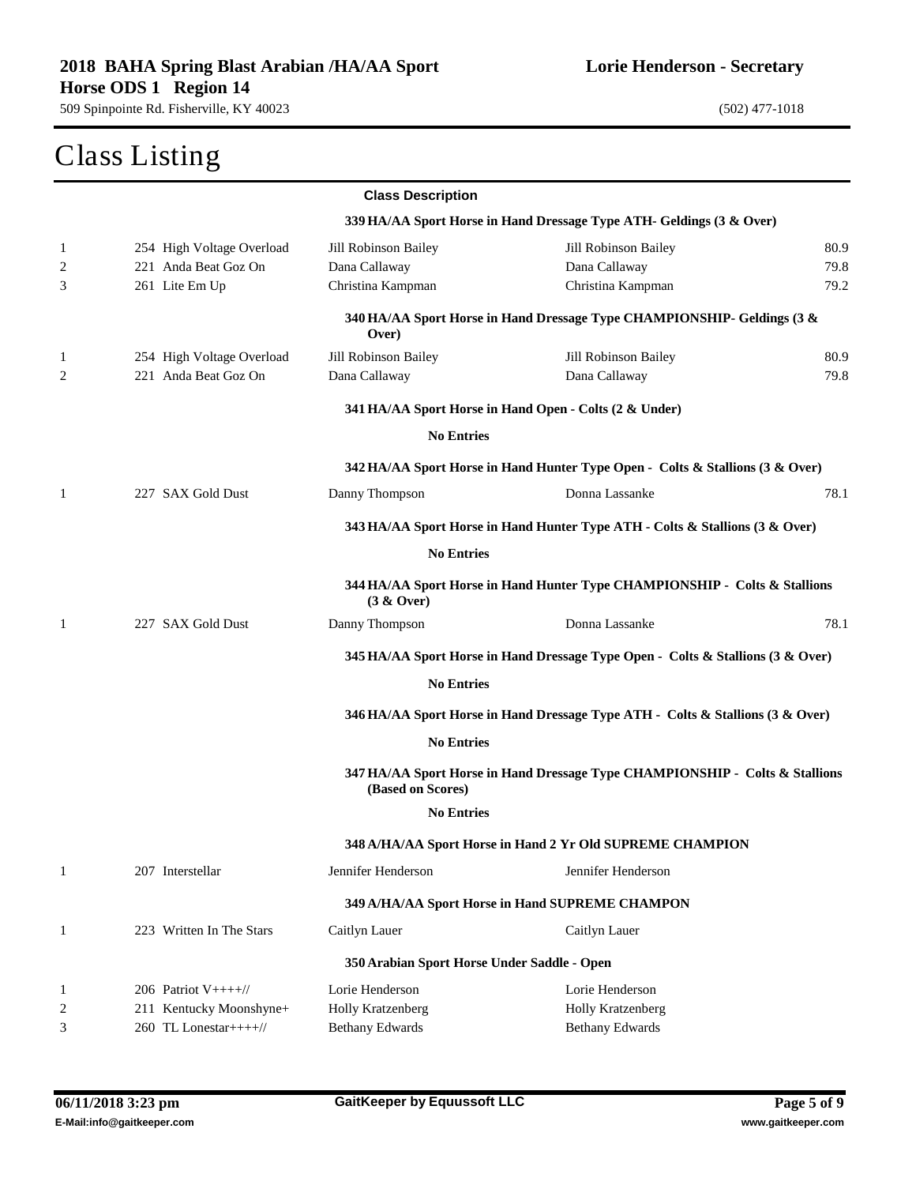# Class Listing

**Class Description**

**339 HA/AA Sport Horse in Hand Dressage Type ATH- Geldings (3 & Over)**

| Place | Entry | Horse | Rider/Handler | Owner | Score |
|---|---|---|---|---|---|
| 1 | 254 | High Voltage Overload | Jill Robinson Bailey | Jill Robinson Bailey | 80.9 |
| 2 | 221 | Anda Beat Goz On | Dana Callaway | Dana Callaway | 79.8 |
| 3 | 261 | Lite Em Up | Christina Kampman | Christina Kampman | 79.2 |

**340 HA/AA Sport Horse in Hand Dressage Type CHAMPIONSHIP- Geldings (3 & Over)**

| Place | Entry | Horse | Rider/Handler | Owner | Score |
|---|---|---|---|---|---|
| 1 | 254 | High Voltage Overload | Jill Robinson Bailey | Jill Robinson Bailey | 80.9 |
| 2 | 221 | Anda Beat Goz On | Dana Callaway | Dana Callaway | 79.8 |

**341 HA/AA Sport Horse in Hand Open - Colts (2 & Under)**

**No Entries**

**342 HA/AA Sport Horse in Hand Hunter Type Open - Colts & Stallions (3 & Over)**

| Place | Entry | Horse | Rider/Handler | Owner | Score |
|---|---|---|---|---|---|
| 1 | 227 | SAX Gold Dust | Danny Thompson | Donna Lassanke | 78.1 |

**343 HA/AA Sport Horse in Hand Hunter Type ATH - Colts & Stallions (3 & Over)**

**No Entries**

**344 HA/AA Sport Horse in Hand Hunter Type CHAMPIONSHIP - Colts & Stallions (3 & Over)**

| Place | Entry | Horse | Rider/Handler | Owner | Score |
|---|---|---|---|---|---|
| 1 | 227 | SAX Gold Dust | Danny Thompson | Donna Lassanke | 78.1 |

**345 HA/AA Sport Horse in Hand Dressage Type Open - Colts & Stallions (3 & Over)**

**No Entries**

**346 HA/AA Sport Horse in Hand Dressage Type ATH - Colts & Stallions (3 & Over)**

**No Entries**

**347 HA/AA Sport Horse in Hand Dressage Type CHAMPIONSHIP - Colts & Stallions (Based on Scores)**

**No Entries**

**348 A/HA/AA Sport Horse in Hand 2 Yr Old SUPREME CHAMPION**

| Place | Entry | Horse | Rider/Handler | Owner | Score |
|---|---|---|---|---|---|
| 1 | 207 | Interstellar | Jennifer Henderson | Jennifer Henderson | |

**349 A/HA/AA Sport Horse in Hand SUPREME CHAMPON**

| Place | Entry | Horse | Rider/Handler | Owner | Score |
|---|---|---|---|---|---|
| 1 | 223 | Written In The Stars | Caitlyn Lauer | Caitlyn Lauer | |

**350 Arabian Sport Horse Under Saddle - Open**

| Place | Entry | Horse | Rider/Handler | Owner | Score |
|---|---|---|---|---|---|
| 1 | 206 | Patriot V++++// | Lorie Henderson | Lorie Henderson | |
| 2 | 211 | Kentucky Moonshyne+ | Holly Kratzenberg | Holly Kratzenberg | |
| 3 | 260 | TL Lonestar++++// | Bethany Edwards | Bethany Edwards | |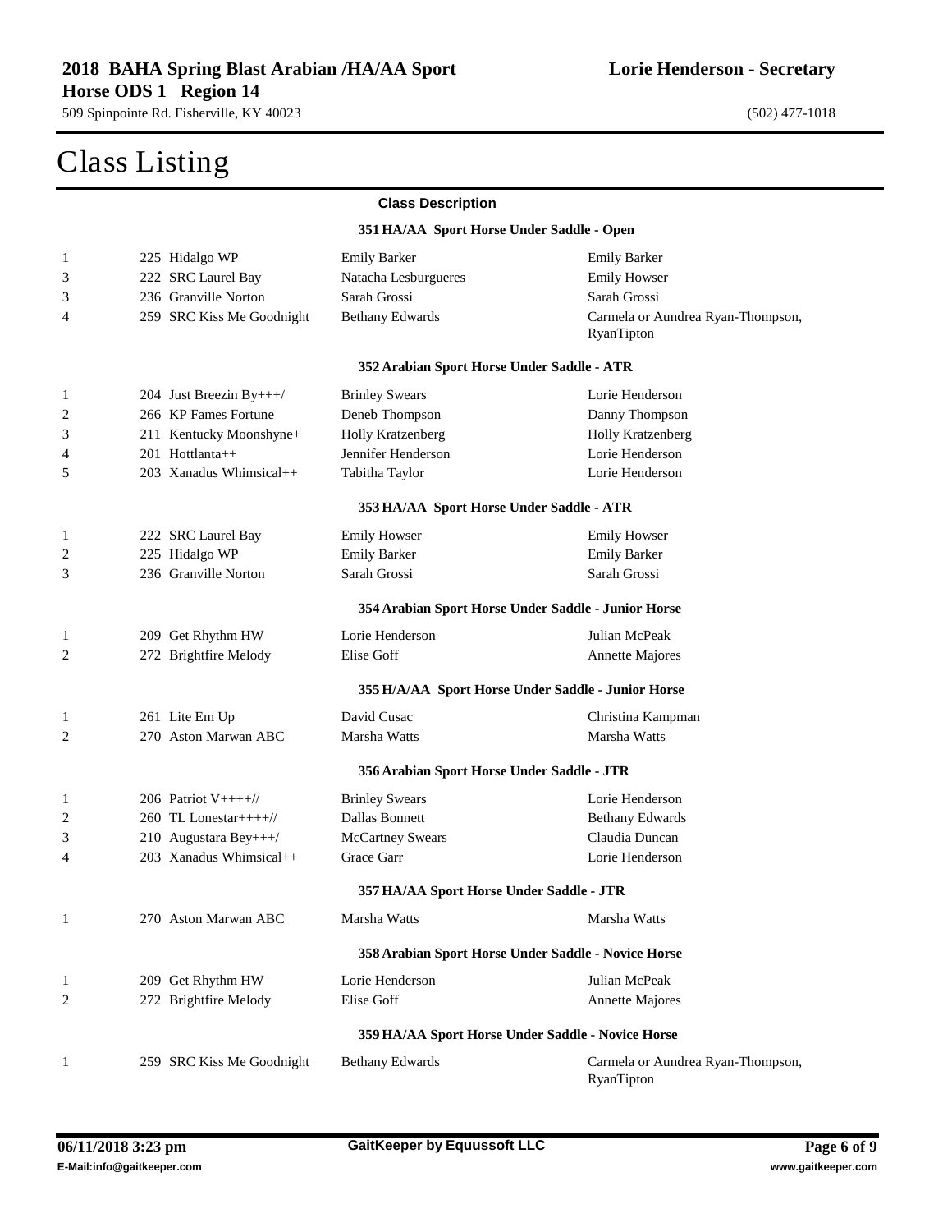# Class Listing

**Class Description**

### 351 HA/AA Sport Horse Under Saddle - Open

| Place | Horse | Rider | Owner |
|---|---|---|---|
| 1 | 225 Hidalgo WP | Emily Barker | Emily Barker |
| 3 | 222 SRC Laurel Bay | Natacha Lesburgueres | Emily Howser |
| 3 | 236 Granville Norton | Sarah Grossi | Sarah Grossi |
| 4 | 259 SRC Kiss Me Goodnight | Bethany Edwards | Carmela or Aundrea Ryan-Thompson, RyanTipton |

### 352 Arabian Sport Horse Under Saddle - ATR

| Place | Horse | Rider | Owner |
|---|---|---|---|
| 1 | 204 Just Breezin By+++/ | Brinley Swears | Lorie Henderson |
| 2 | 266 KP Fames Fortune | Deneb Thompson | Danny Thompson |
| 3 | 211 Kentucky Moonshyne+ | Holly Kratzenberg | Holly Kratzenberg |
| 4 | 201 Hottlanta++ | Jennifer Henderson | Lorie Henderson |
| 5 | 203 Xanadus Whimsical++ | Tabitha Taylor | Lorie Henderson |

### 353 HA/AA Sport Horse Under Saddle - ATR

| Place | Horse | Rider | Owner |
|---|---|---|---|
| 1 | 222 SRC Laurel Bay | Emily Howser | Emily Howser |
| 2 | 225 Hidalgo WP | Emily Barker | Emily Barker |
| 3 | 236 Granville Norton | Sarah Grossi | Sarah Grossi |

### 354 Arabian Sport Horse Under Saddle - Junior Horse

| Place | Horse | Rider | Owner |
|---|---|---|---|
| 1 | 209 Get Rhythm HW | Lorie Henderson | Julian McPeak |
| 2 | 272 Brightfire Melody | Elise Goff | Annette Majores |

### 355 H/A/AA Sport Horse Under Saddle - Junior Horse

| Place | Horse | Rider | Owner |
|---|---|---|---|
| 1 | 261 Lite Em Up | David Cusac | Christina Kampman |
| 2 | 270 Aston Marwan ABC | Marsha Watts | Marsha Watts |

### 356 Arabian Sport Horse Under Saddle - JTR

| Place | Horse | Rider | Owner |
|---|---|---|---|
| 1 | 206 Patriot V++++// | Brinley Swears | Lorie Henderson |
| 2 | 260 TL Lonestar++++// | Dallas Bonnett | Bethany Edwards |
| 3 | 210 Augustara Bey+++/ | McCartney Swears | Claudia Duncan |
| 4 | 203 Xanadus Whimsical++ | Grace Garr | Lorie Henderson |

### 357 HA/AA Sport Horse Under Saddle - JTR

| Place | Horse | Rider | Owner |
|---|---|---|---|
| 1 | 270 Aston Marwan ABC | Marsha Watts | Marsha Watts |

### 358 Arabian Sport Horse Under Saddle - Novice Horse

| Place | Horse | Rider | Owner |
|---|---|---|---|
| 1 | 209 Get Rhythm HW | Lorie Henderson | Julian McPeak |
| 2 | 272 Brightfire Melody | Elise Goff | Annette Majores |

### 359 HA/AA Sport Horse Under Saddle - Novice Horse

| Place | Horse | Rider | Owner |
|---|---|---|---|
| 1 | 259 SRC Kiss Me Goodnight | Bethany Edwards | Carmela or Aundrea Ryan-Thompson, RyanTipton |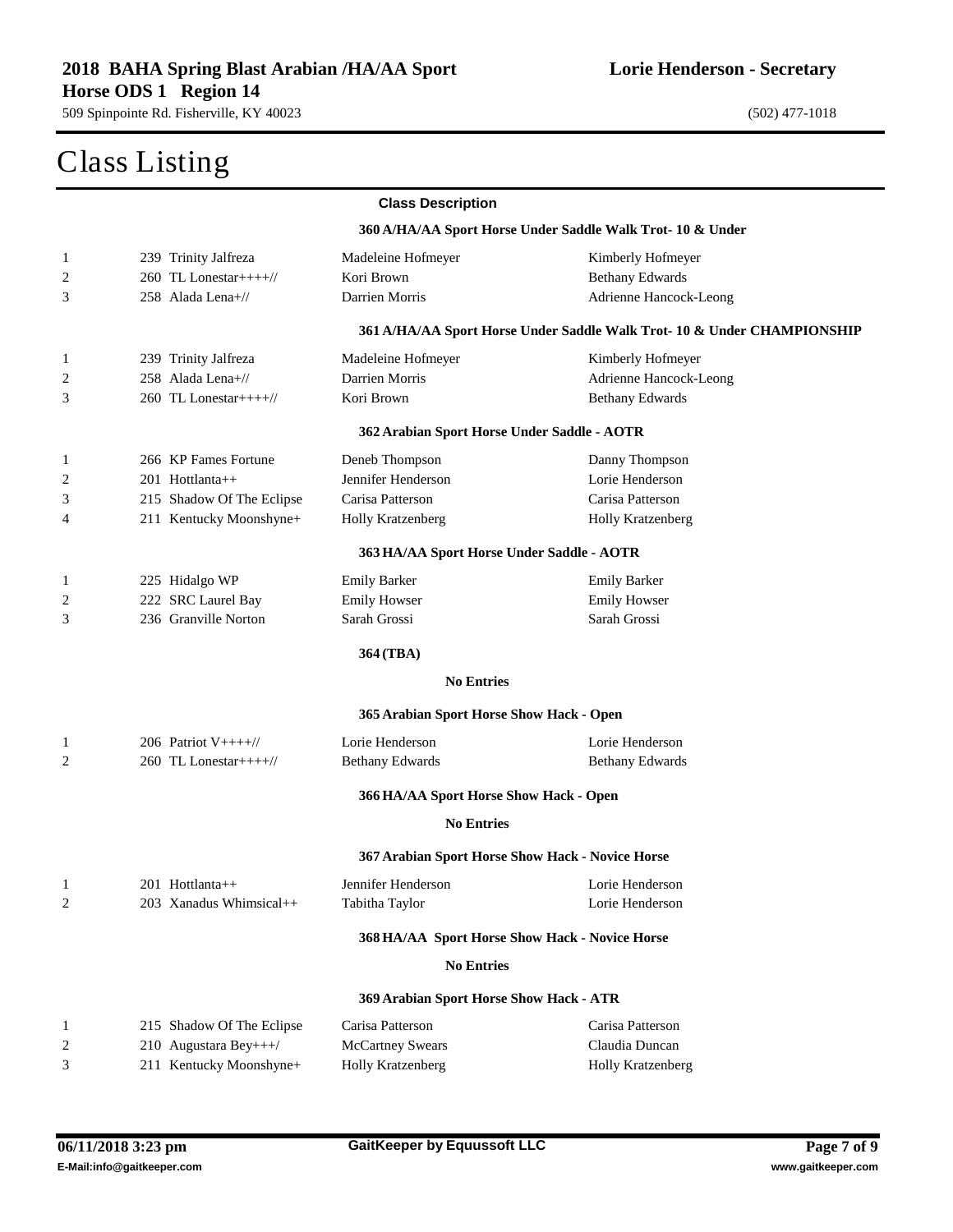# Class Listing

**Class Description**

### 360 A/HA/AA Sport Horse Under Saddle Walk Trot- 10 & Under

| Place | Horse | Rider | Owner |
|---|---|---|---|
| 1 | 239 Trinity Jalfreza | Madeleine Hofmeyer | Kimberly Hofmeyer |
| 2 | 260 TL Lonestar++++// | Kori Brown | Bethany Edwards |
| 3 | 258 Alada Lena+// | Darrien Morris | Adrienne Hancock-Leong |

### 361 A/HA/AA Sport Horse Under Saddle Walk Trot- 10 & Under CHAMPIONSHIP

| Place | Horse | Rider | Owner |
|---|---|---|---|
| 1 | 239 Trinity Jalfreza | Madeleine Hofmeyer | Kimberly Hofmeyer |
| 2 | 258 Alada Lena+// | Darrien Morris | Adrienne Hancock-Leong |
| 3 | 260 TL Lonestar++++// | Kori Brown | Bethany Edwards |

### 362 Arabian Sport Horse Under Saddle - AOTR

| Place | Horse | Rider | Owner |
|---|---|---|---|
| 1 | 266 KP Fames Fortune | Deneb Thompson | Danny Thompson |
| 2 | 201 Hottlanta++ | Jennifer Henderson | Lorie Henderson |
| 3 | 215 Shadow Of The Eclipse | Carisa Patterson | Carisa Patterson |
| 4 | 211 Kentucky Moonshyne+ | Holly Kratzenberg | Holly Kratzenberg |

### 363 HA/AA Sport Horse Under Saddle - AOTR

| Place | Horse | Rider | Owner |
|---|---|---|---|
| 1 | 225 Hidalgo WP | Emily Barker | Emily Barker |
| 2 | 222 SRC Laurel Bay | Emily Howser | Emily Howser |
| 3 | 236 Granville Norton | Sarah Grossi | Sarah Grossi |

### 364 (TBA)

**No Entries**

### 365 Arabian Sport Horse Show Hack - Open

| Place | Horse | Rider | Owner |
|---|---|---|---|
| 1 | 206 Patriot V++++// | Lorie Henderson | Lorie Henderson |
| 2 | 260 TL Lonestar++++// | Bethany Edwards | Bethany Edwards |

### 366 HA/AA Sport Horse Show Hack - Open

**No Entries**

### 367 Arabian Sport Horse Show Hack - Novice Horse

| Place | Horse | Rider | Owner |
|---|---|---|---|
| 1 | 201 Hottlanta++ | Jennifer Henderson | Lorie Henderson |
| 2 | 203 Xanadus Whimsical++ | Tabitha Taylor | Lorie Henderson |

### 368 HA/AA Sport Horse Show Hack - Novice Horse

**No Entries**

### 369 Arabian Sport Horse Show Hack - ATR

| Place | Horse | Rider | Owner |
|---|---|---|---|
| 1 | 215 Shadow Of The Eclipse | Carisa Patterson | Carisa Patterson |
| 2 | 210 Augustara Bey+++/ | McCartney Swears | Claudia Duncan |
| 3 | 211 Kentucky Moonshyne+ | Holly Kratzenberg | Holly Kratzenberg |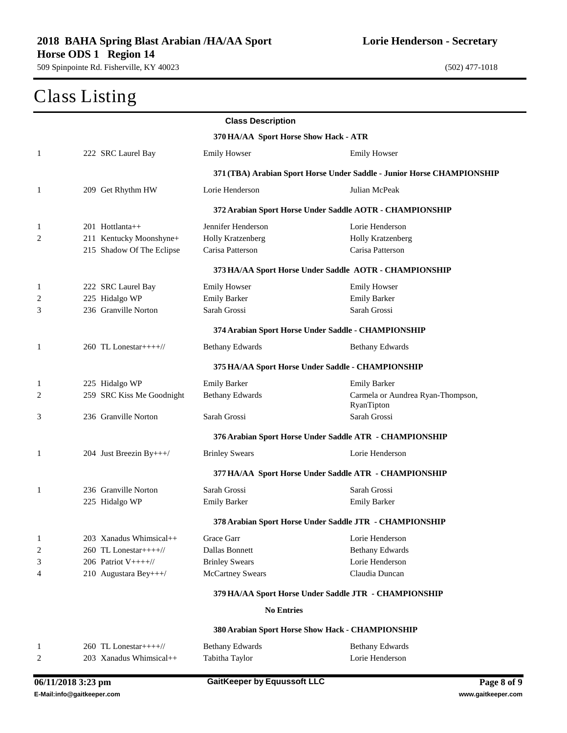# Class Listing

**Class Description**

| Place | Horse | Rider | Owner |
|---|---|---|---|
| | **370 HA/AA Sport Horse Show Hack - ATR** | | |
| 1 | 222 SRC Laurel Bay | Emily Howser | Emily Howser |
| | **371 (TBA) Arabian Sport Horse Under Saddle - Junior Horse CHAMPIONSHIP** | | |
| 1 | 209 Get Rhythm HW | Lorie Henderson | Julian McPeak |
| | **372 Arabian Sport Horse Under Saddle AOTR - CHAMPIONSHIP** | | |
| 1 | 201 Hottlanta++ | Jennifer Henderson | Lorie Henderson |
| 2 | 211 Kentucky Moonshyne+ | Holly Kratzenberg | Holly Kratzenberg |
| | 215 Shadow Of The Eclipse | Carisa Patterson | Carisa Patterson |
| | **373 HA/AA Sport Horse Under Saddle AOTR - CHAMPIONSHIP** | | |
| 1 | 222 SRC Laurel Bay | Emily Howser | Emily Howser |
| 2 | 225 Hidalgo WP | Emily Barker | Emily Barker |
| 3 | 236 Granville Norton | Sarah Grossi | Sarah Grossi |
| | **374 Arabian Sport Horse Under Saddle - CHAMPIONSHIP** | | |
| 1 | 260 TL Lonestar++++// | Bethany Edwards | Bethany Edwards |
| | **375 HA/AA Sport Horse Under Saddle - CHAMPIONSHIP** | | |
| 1 | 225 Hidalgo WP | Emily Barker | Emily Barker |
| 2 | 259 SRC Kiss Me Goodnight | Bethany Edwards | Carmela or Aundrea Ryan-Thompson, RyanTipton |
| 3 | 236 Granville Norton | Sarah Grossi | Sarah Grossi |
| | **376 Arabian Sport Horse Under Saddle ATR - CHAMPIONSHIP** | | |
| 1 | 204 Just Breezin By+++/ | Brinley Swears | Lorie Henderson |
| | **377 HA/AA Sport Horse Under Saddle ATR - CHAMPIONSHIP** | | |
| 1 | 236 Granville Norton | Sarah Grossi | Sarah Grossi |
| | 225 Hidalgo WP | Emily Barker | Emily Barker |
| | **378 Arabian Sport Horse Under Saddle JTR - CHAMPIONSHIP** | | |
| 1 | 203 Xanadus Whimsical++ | Grace Garr | Lorie Henderson |
| 2 | 260 TL Lonestar++++// | Dallas Bonnett | Bethany Edwards |
| 3 | 206 Patriot V++++// | Brinley Swears | Lorie Henderson |
| 4 | 210 Augustara Bey+++/ | McCartney Swears | Claudia Duncan |
| | **379 HA/AA Sport Horse Under Saddle JTR - CHAMPIONSHIP** | | |
| | **No Entries** | | |
| | **380 Arabian Sport Horse Show Hack - CHAMPIONSHIP** | | |
| 1 | 260 TL Lonestar++++// | Bethany Edwards | Bethany Edwards |
| 2 | 203 Xanadus Whimsical++ | Tabitha Taylor | Lorie Henderson |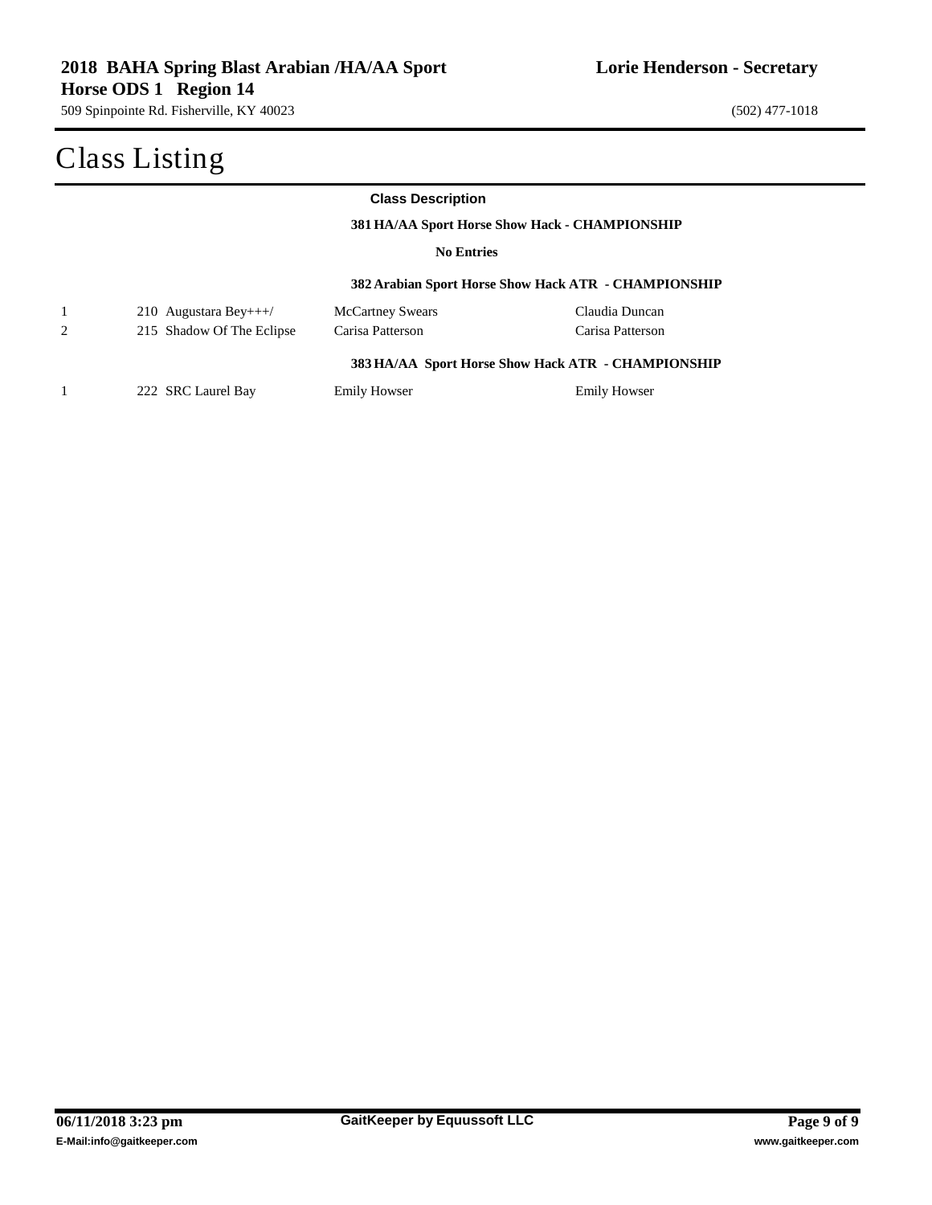# Class Listing

**Class Description**

**381 HA/AA Sport Horse Show Hack - CHAMPIONSHIP**

**No Entries**

**382 Arabian Sport Horse Show Hack ATR - CHAMPIONSHIP**

| | | | |
|---|---|---|---|
| 1 | 210 Augustara Bey+++/ | McCartney Swears | Claudia Duncan |
| 2 | 215 Shadow Of The Eclipse | Carisa Patterson | Carisa Patterson |

**383 HA/AA Sport Horse Show Hack ATR - CHAMPIONSHIP**

| | | | |
|---|---|---|---|
| 1 | 222 SRC Laurel Bay | Emily Howser | Emily Howser |